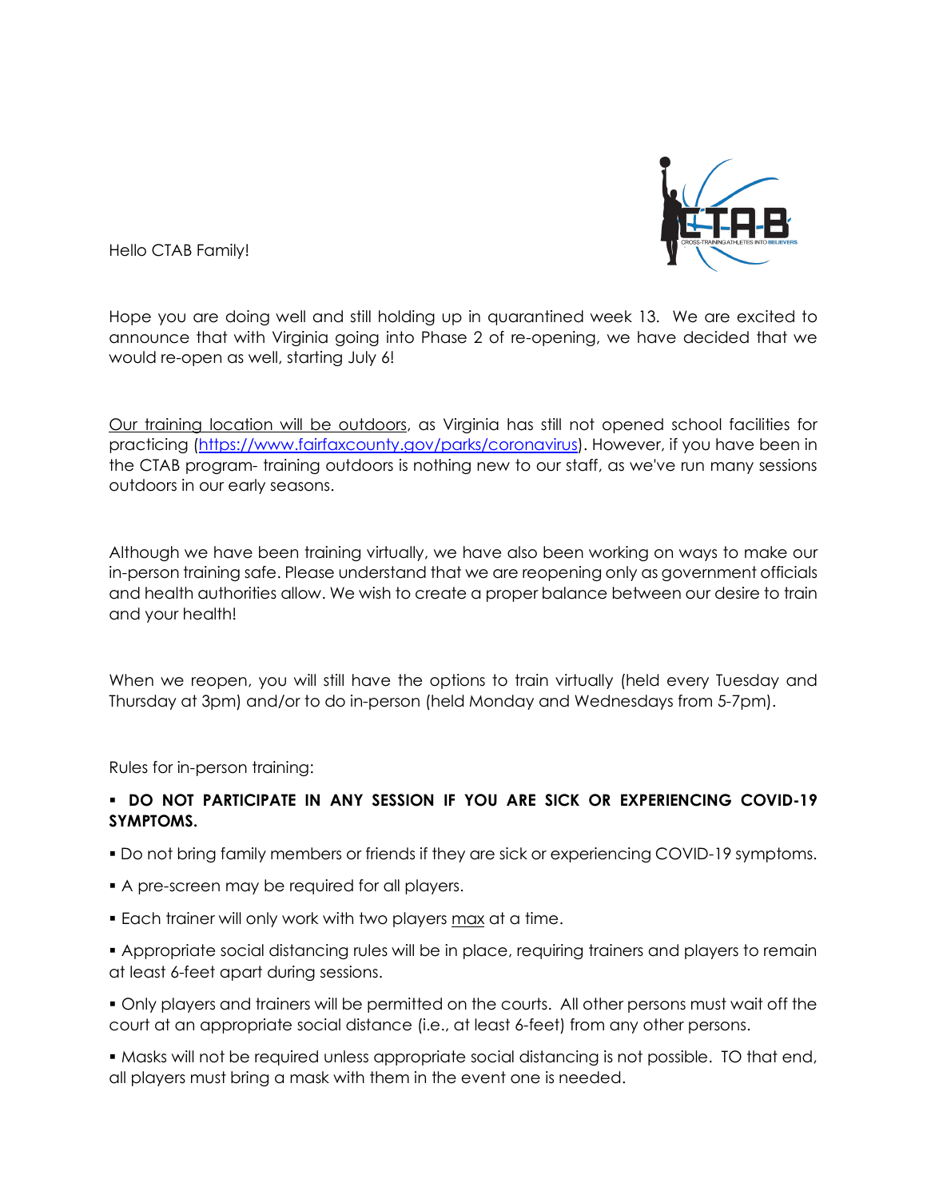Hello CTAB Family!

Hope you are doing well and still holding up in quarantined week 13. We are excited to announce that with Virginia going into Phase 2 of re-opening, we have decided that we would re-open as well, starting July 6!

Our training location will be outdoors, as Virginia has still not opened school facilities for practicing (https://www.fairfaxcounty.gov/parks/coronavirus). However, if you have been in the CTAB program- training outdoors is nothing new to our staff, as we've run many sessions outdoors in our early seasons.

Although we have been training virtually, we have also been working on ways to make our in-person training safe. Please understand that we are reopening only as government officials and health authorities allow. We wish to create a proper balance between our desire to train and your health!

When we reopen, you will still have the options to train virtually (held every Tuesday and Thursday at 3pm) and/or to do in-person (held Monday and Wednesdays from 5-7pm).

Rules for in-person training:

- **DO NOT PARTICIPATE IN ANY SESSION IF YOU ARE SICK OR EXPERIENCING COVID-19 SYMPTOMS.**
- Do not bring family members or friends if they are sick or experiencing COVID-19 symptoms.
- A pre-screen may be required for all players.
- Each trainer will only work with two players max at a time.
- Appropriate social distancing rules will be in place, requiring trainers and players to remain at least 6-feet apart during sessions.
- Only players and trainers will be permitted on the courts. All other persons must wait off the court at an appropriate social distance (i.e., at least 6-feet) from any other persons.
- Masks will not be required unless appropriate social distancing is not possible. TO that end, all players must bring a mask with them in the event one is needed.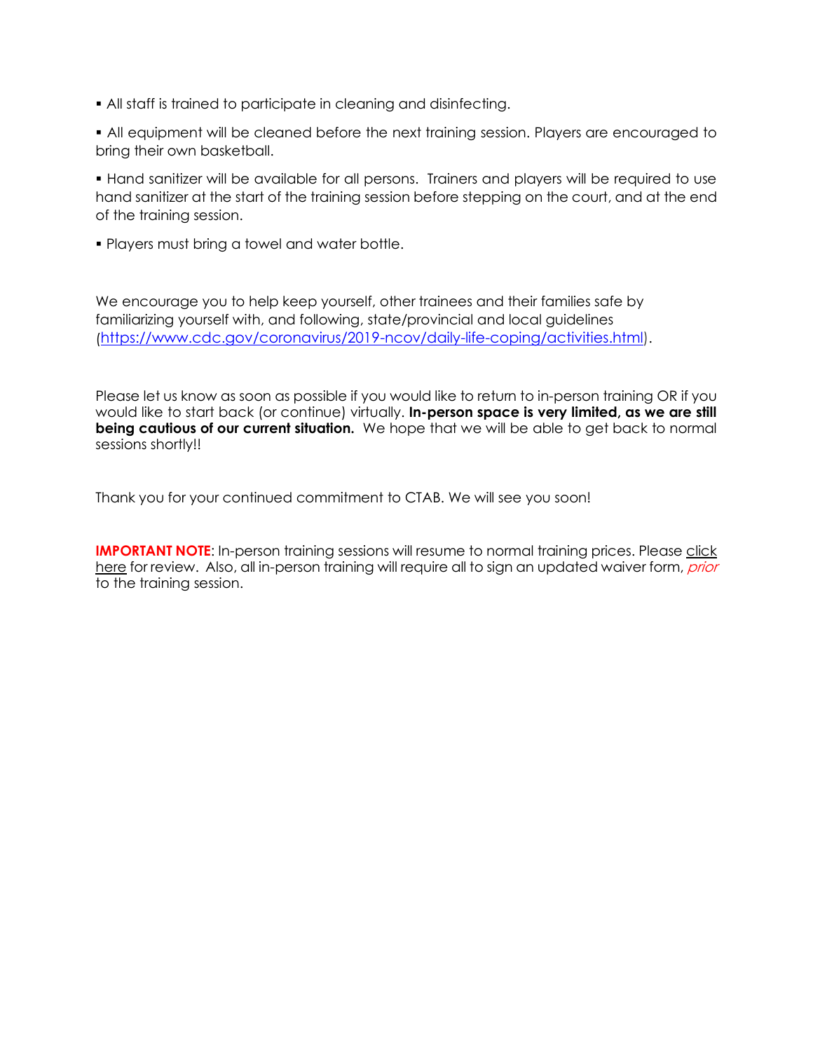- All staff is trained to participate in cleaning and disinfecting.
- All equipment will be cleaned before the next training session. Players are encouraged to bring their own basketball.
- Hand sanitizer will be available for all persons. Trainers and players will be required to use hand sanitizer at the start of the training session before stepping on the court, and at the end of the training session.
- Players must bring a towel and water bottle.

We encourage you to help keep yourself, other trainees and their families safe by familiarizing yourself with, and following, state/provincial and local guidelines (https://www.cdc.gov/coronavirus/2019-ncov/daily-life-coping/activities.html).

Please let us know as soon as possible if you would like to return to in-person training OR if you would like to start back (or continue) virtually. **In-person space is very limited, as we are still being cautious of our current situation.** We hope that we will be able to get back to normal sessions shortly!!

Thank you for your continued commitment to CTAB. We will see you soon!

**IMPORTANT NOTE**: In-person training sessions will resume to normal training prices. Please click here for review. Also, all in-person training will require all to sign an updated waiver form, *prior* to the training session.